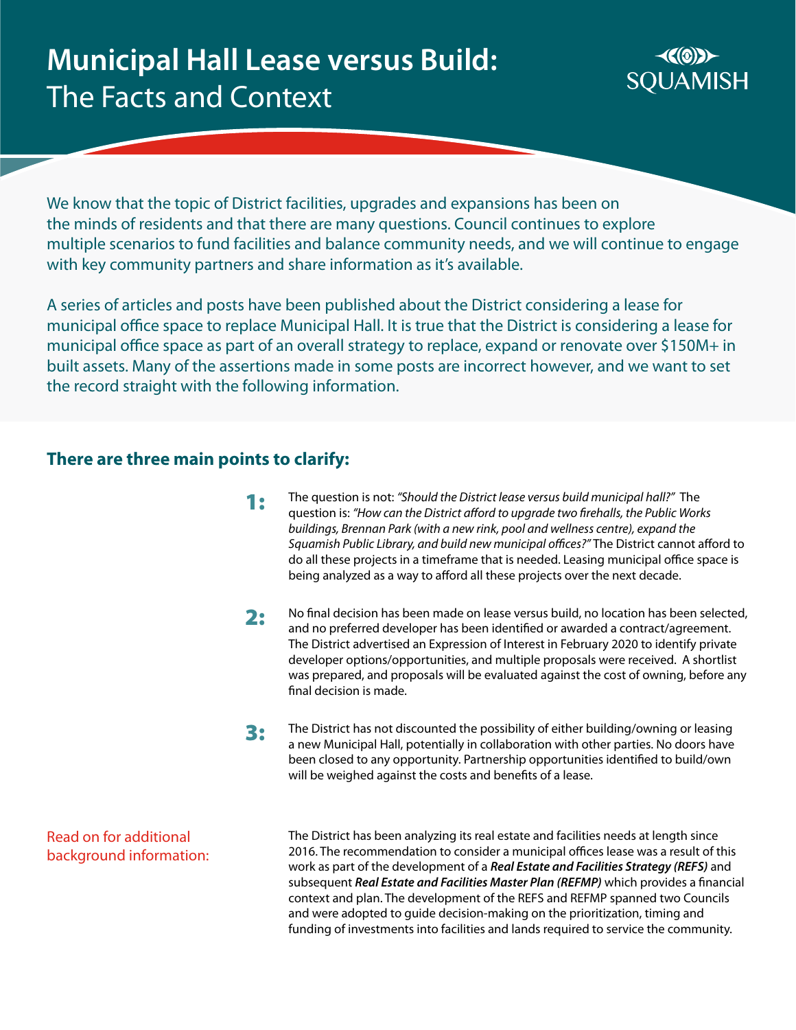# Municipal Hall Lease versus Build: The Facts and Context

SQUAMISH

We know that the topic of District facilities, upgrades and expansions has been on the minds of residents and that there are many questions. Council continues to explore multiple scenarios to fund facilities and balance community needs, and we will continue to engage with key community partners and share information as it's available.

A series of articles and posts have been published about the District considering a lease for municipal office space to replace Municipal Hall. It is true that the District is considering a lease for municipal office space as part of an overall strategy to replace, expand or renovate over $150M+ in built assets. Many of the assertions made in some posts are incorrect however, and we want to set the record straight with the following information.

## There are three main points to clarify:

**1:** The question is not: *"Should the District lease versus build municipal hall?"* The question is: *"How can the District afford to upgrade two firehalls, the Public Works buildings, Brennan Park (with a new rink, pool and wellness centre), expand the Squamish Public Library, and build new municipal offices?"* The District cannot afford to do all these projects in a timeframe that is needed. Leasing municipal office space is being analyzed as a way to afford all these projects over the next decade.

**2:** No final decision has been made on lease versus build, no location has been selected, and no preferred developer has been identified or awarded a contract/agreement. The District advertised an Expression of Interest in February 2020 to identify private developer options/opportunities, and multiple proposals were received. A shortlist was prepared, and proposals will be evaluated against the cost of owning, before any final decision is made.

**3:** The District has not discounted the possibility of either building/owning or leasing a new Municipal Hall, potentially in collaboration with other parties. No doors have been closed to any opportunity. Partnership opportunities identified to build/own will be weighed against the costs and benefits of a lease.

Read on for additional background information:

The District has been analyzing its real estate and facilities needs at length since 2016. The recommendation to consider a municipal offices lease was a result of this work as part of the development of a ***Real Estate and Facilities Strategy (REFS)*** and subsequent ***Real Estate and Facilities Master Plan (REFMP)*** which provides a financial context and plan. The development of the REFS and REFMP spanned two Councils and were adopted to guide decision-making on the prioritization, timing and funding of investments into facilities and lands required to service the community.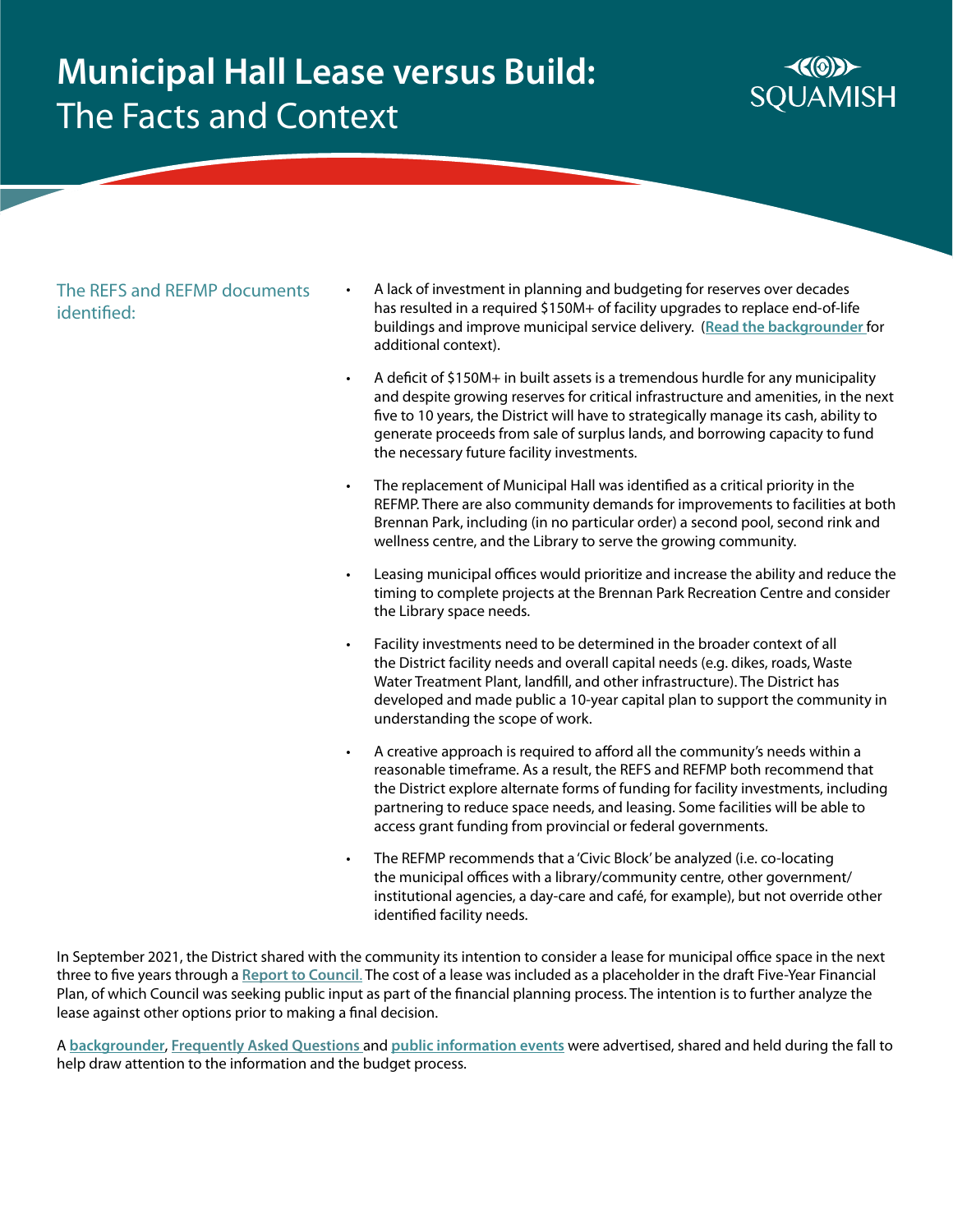# Municipal Hall Lease versus Build: The Facts and Context

SQUAMISH

### The REFS and REFMP documents identified:

- A lack of investment in planning and budgeting for reserves over decades has resulted in a required $150M+ of facility upgrades to replace end-of-life buildings and improve municipal service delivery. (**Read the backgrounder** for additional context).
- A deficit of $150M+ in built assets is a tremendous hurdle for any municipality and despite growing reserves for critical infrastructure and amenities, in the next five to 10 years, the District will have to strategically manage its cash, ability to generate proceeds from sale of surplus lands, and borrowing capacity to fund the necessary future facility investments.
- The replacement of Municipal Hall was identified as a critical priority in the REFMP. There are also community demands for improvements to facilities at both Brennan Park, including (in no particular order) a second pool, second rink and wellness centre, and the Library to serve the growing community.
- Leasing municipal offices would prioritize and increase the ability and reduce the timing to complete projects at the Brennan Park Recreation Centre and consider the Library space needs.
- Facility investments need to be determined in the broader context of all the District facility needs and overall capital needs (e.g. dikes, roads, Waste Water Treatment Plant, landfill, and other infrastructure). The District has developed and made public a 10-year capital plan to support the community in understanding the scope of work.
- A creative approach is required to afford all the community's needs within a reasonable timeframe. As a result, the REFS and REFMP both recommend that the District explore alternate forms of funding for facility investments, including partnering to reduce space needs, and leasing. Some facilities will be able to access grant funding from provincial or federal governments.
- The REFMP recommends that a 'Civic Block' be analyzed (i.e. co-locating the municipal offices with a library/community centre, other government/institutional agencies, a day-care and café, for example), but not override other identified facility needs.

In September 2021, the District shared with the community its intention to consider a lease for municipal office space in the next three to five years through a **Report to Council.** The cost of a lease was included as a placeholder in the draft Five-Year Financial Plan, of which Council was seeking public input as part of the financial planning process. The intention is to further analyze the lease against other options prior to making a final decision.

A **backgrounder**, **Frequently Asked Questions** and **public information events** were advertised, shared and held during the fall to help draw attention to the information and the budget process.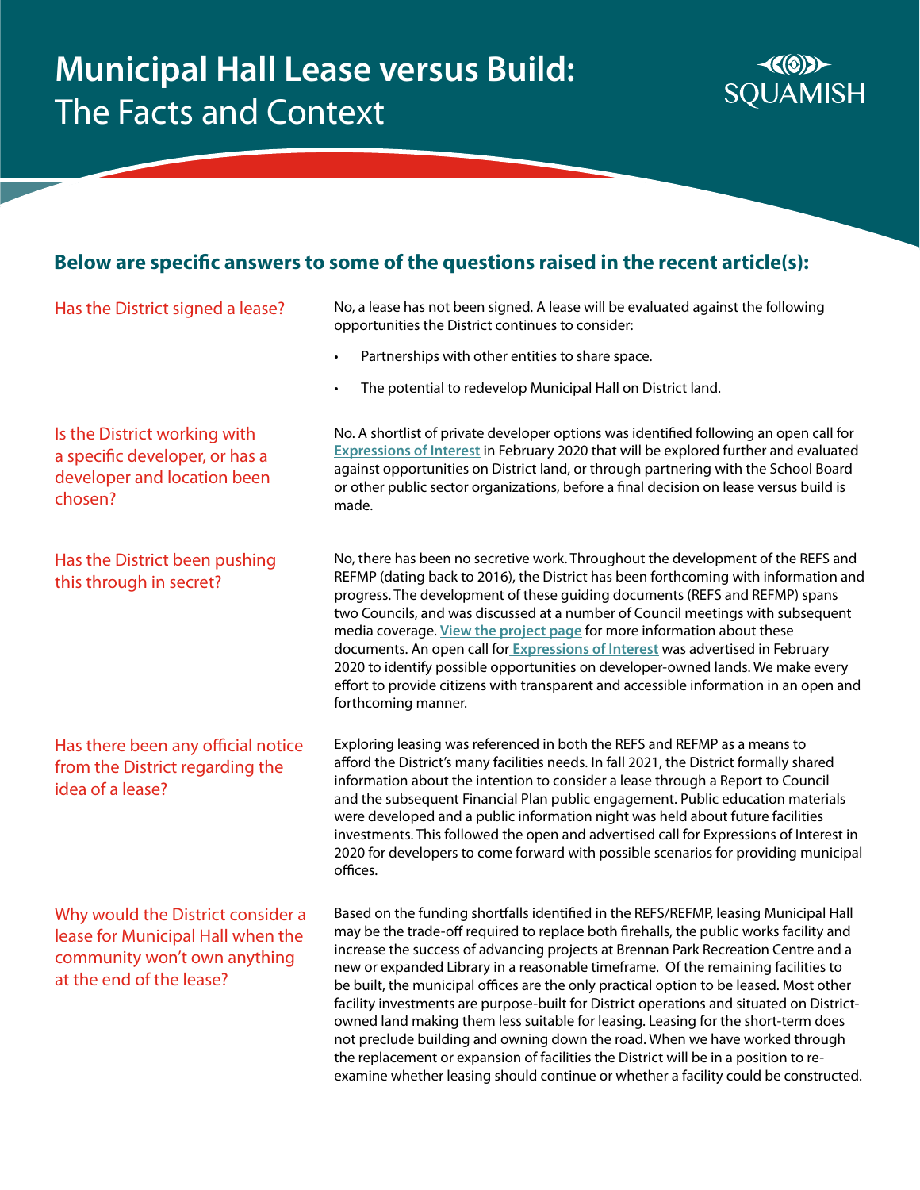# Municipal Hall Lease versus Build: The Facts and Context

SQUAMISH

## Below are specific answers to some of the questions raised in the recent article(s):

### Has the District signed a lease?

No, a lease has not been signed. A lease will be evaluated against the following opportunities the District continues to consider:

- Partnerships with other entities to share space.
- The potential to redevelop Municipal Hall on District land.

### Is the District working with a specific developer, or has a developer and location been chosen?

No. A shortlist of private developer options was identified following an open call for Expressions of Interest in February 2020 that will be explored further and evaluated against opportunities on District land, or through partnering with the School Board or other public sector organizations, before a final decision on lease versus build is made.

### Has the District been pushing this through in secret?

No, there has been no secretive work. Throughout the development of the REFS and REFMP (dating back to 2016), the District has been forthcoming with information and progress. The development of these guiding documents (REFS and REFMP) spans two Councils, and was discussed at a number of Council meetings with subsequent media coverage. View the project page for more information about these documents. An open call for Expressions of Interest was advertised in February 2020 to identify possible opportunities on developer-owned lands. We make every effort to provide citizens with transparent and accessible information in an open and forthcoming manner.

### Has there been any official notice from the District regarding the idea of a lease?

Exploring leasing was referenced in both the REFS and REFMP as a means to afford the District's many facilities needs. In fall 2021, the District formally shared information about the intention to consider a lease through a Report to Council and the subsequent Financial Plan public engagement. Public education materials were developed and a public information night was held about future facilities investments. This followed the open and advertised call for Expressions of Interest in 2020 for developers to come forward with possible scenarios for providing municipal offices.

### Why would the District consider a lease for Municipal Hall when the community won't own anything at the end of the lease?

Based on the funding shortfalls identified in the REFS/REFMP, leasing Municipal Hall may be the trade-off required to replace both firehalls, the public works facility and increase the success of advancing projects at Brennan Park Recreation Centre and a new or expanded Library in a reasonable timeframe. Of the remaining facilities to be built, the municipal offices are the only practical option to be leased. Most other facility investments are purpose-built for District operations and situated on District-owned land making them less suitable for leasing. Leasing for the short-term does not preclude building and owning down the road. When we have worked through the replacement or expansion of facilities the District will be in a position to re-examine whether leasing should continue or whether a facility could be constructed.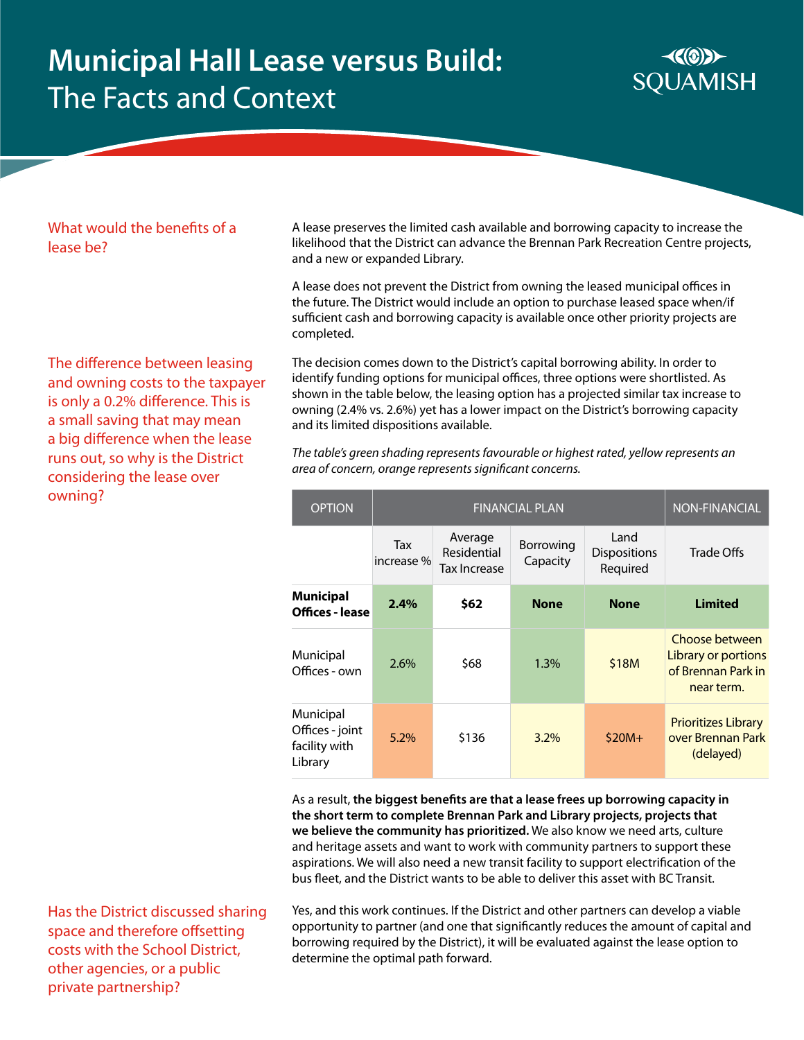# Municipal Hall Lease versus Build: The Facts and Context

### What would the benefits of a lease be?

A lease preserves the limited cash available and borrowing capacity to increase the likelihood that the District can advance the Brennan Park Recreation Centre projects, and a new or expanded Library.

A lease does not prevent the District from owning the leased municipal offices in the future. The District would include an option to purchase leased space when/if sufficient cash and borrowing capacity is available once other priority projects are completed.

### The difference between leasing and owning costs to the taxpayer is only a 0.2% difference. This is a small saving that may mean a big difference when the lease runs out, so why is the District considering the lease over owning?

The decision comes down to the District's capital borrowing ability. In order to identify funding options for municipal offices, three options were shortlisted. As shown in the table below, the leasing option has a projected similar tax increase to owning (2.4% vs. 2.6%) yet has a lower impact on the District's borrowing capacity and its limited dispositions available.

*The table's green shading represents favourable or highest rated, yellow represents an area of concern, orange represents significant concerns.*

| OPTION | FINANCIAL PLAN | | | | NON-FINANCIAL |
|---|---|---|---|---|---|
| | Tax increase % | Average Residential Tax Increase | Borrowing Capacity | Land Dispositions Required | Trade Offs |
| **Municipal Offices - lease** | **2.4%** | **$62** | **None** | **None** | **Limited** |
| Municipal Offices - own | 2.6% | $68 | 1.3% | $18M | Choose between Library or portions of Brennan Park in near term. |
| Municipal Offices - joint facility with Library | 5.2% | $136 | 3.2% | $20M+ | Prioritizes Library over Brennan Park (delayed) |

As a result, **the biggest benefits are that a lease frees up borrowing capacity in the short term to complete Brennan Park and Library projects, projects that we believe the community has prioritized.** We also know we need arts, culture and heritage assets and want to work with community partners to support these aspirations. We will also need a new transit facility to support electrification of the bus fleet, and the District wants to be able to deliver this asset with BC Transit.

### Has the District discussed sharing space and therefore offsetting costs with the School District, other agencies, or a public private partnership?

Yes, and this work continues. If the District and other partners can develop a viable opportunity to partner (and one that significantly reduces the amount of capital and borrowing required by the District), it will be evaluated against the lease option to determine the optimal path forward.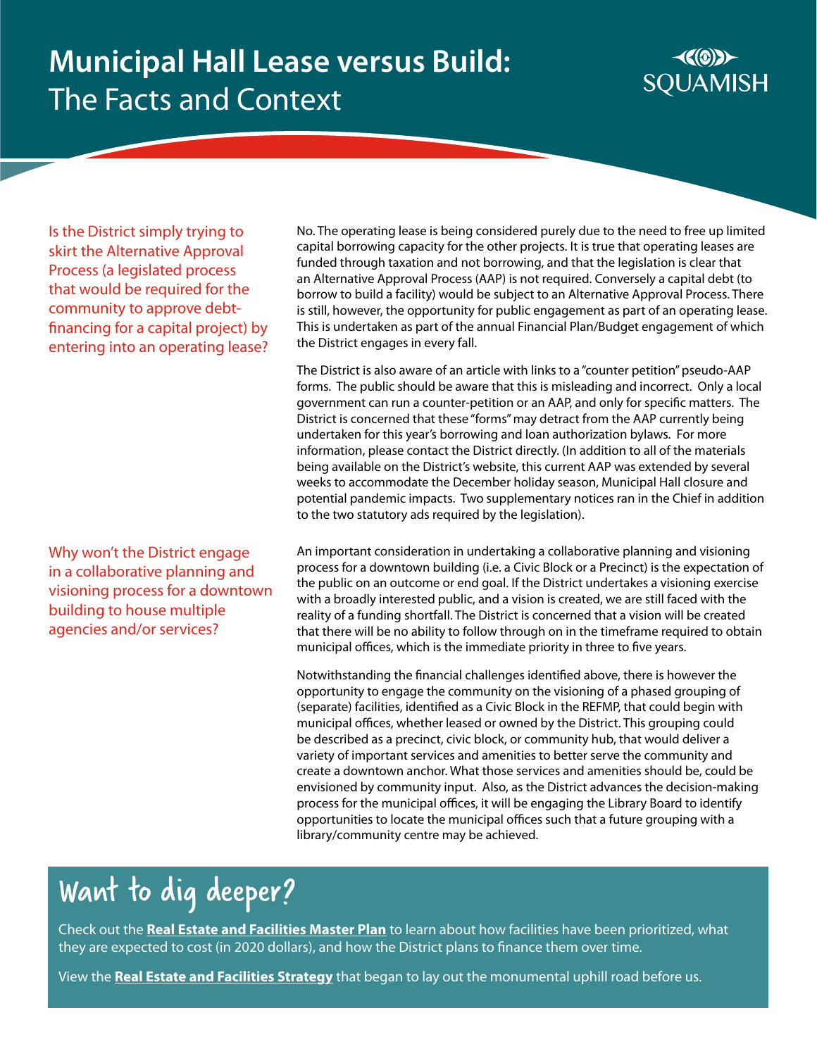# Municipal Hall Lease versus Build: The Facts and Context

SQUAMISH

**Is the District simply trying to skirt the Alternative Approval Process (a legislated process that would be required for the community to approve debt-financing for a capital project) by entering into an operating lease?**

No. The operating lease is being considered purely due to the need to free up limited capital borrowing capacity for the other projects. It is true that operating leases are funded through taxation and not borrowing, and that the legislation is clear that an Alternative Approval Process (AAP) is not required. Conversely a capital debt (to borrow to build a facility) would be subject to an Alternative Approval Process. There is still, however, the opportunity for public engagement as part of an operating lease. This is undertaken as part of the annual Financial Plan/Budget engagement of which the District engages in every fall.

The District is also aware of an article with links to a "counter petition" pseudo-AAP forms. The public should be aware that this is misleading and incorrect. Only a local government can run a counter-petition or an AAP, and only for specific matters. The District is concerned that these "forms" may detract from the AAP currently being undertaken for this year's borrowing and loan authorization bylaws. For more information, please contact the District directly. (In addition to all of the materials being available on the District's website, this current AAP was extended by several weeks to accommodate the December holiday season, Municipal Hall closure and potential pandemic impacts. Two supplementary notices ran in the Chief in addition to the two statutory ads required by the legislation).

**Why won't the District engage in a collaborative planning and visioning process for a downtown building to house multiple agencies and/or services?**

An important consideration in undertaking a collaborative planning and visioning process for a downtown building (i.e. a Civic Block or a Precinct) is the expectation of the public on an outcome or end goal. If the District undertakes a visioning exercise with a broadly interested public, and a vision is created, we are still faced with the reality of a funding shortfall. The District is concerned that a vision will be created that there will be no ability to follow through on in the timeframe required to obtain municipal offices, which is the immediate priority in three to five years.

Notwithstanding the financial challenges identified above, there is however the opportunity to engage the community on the visioning of a phased grouping of (separate) facilities, identified as a Civic Block in the REFMP, that could begin with municipal offices, whether leased or owned by the District. This grouping could be described as a precinct, civic block, or community hub, that would deliver a variety of important services and amenities to better serve the community and create a downtown anchor. What those services and amenities should be, could be envisioned by community input. Also, as the District advances the decision-making process for the municipal offices, it will be engaging the Library Board to identify opportunities to locate the municipal offices such that a future grouping with a library/community centre may be achieved.

## Want to dig deeper?

Check out the **Real Estate and Facilities Master Plan** to learn about how facilities have been prioritized, what they are expected to cost (in 2020 dollars), and how the District plans to finance them over time.

View the **Real Estate and Facilities Strategy** that began to lay out the monumental uphill road before us.